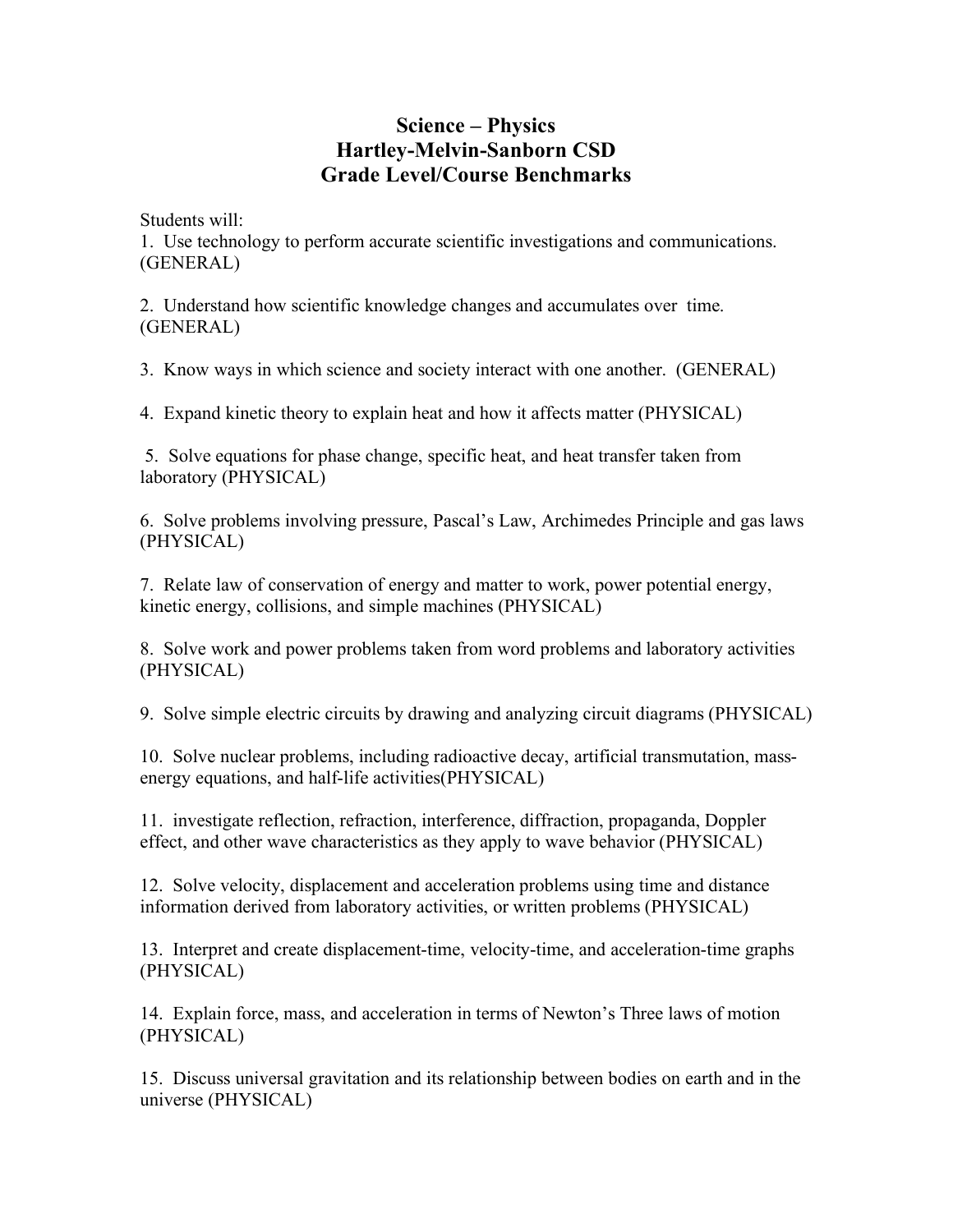# Science – Physics
# Hartley-Melvin-Sanborn CSD
# Grade Level/Course Benchmarks

Students will:

1. Use technology to perform accurate scientific investigations and communications. (GENERAL)

2. Understand how scientific knowledge changes and accumulates over time. (GENERAL)

3. Know ways in which science and society interact with one another. (GENERAL)

4. Expand kinetic theory to explain heat and how it affects matter (PHYSICAL)

5. Solve equations for phase change, specific heat, and heat transfer taken from laboratory (PHYSICAL)

6. Solve problems involving pressure, Pascal's Law, Archimedes Principle and gas laws (PHYSICAL)

7. Relate law of conservation of energy and matter to work, power potential energy, kinetic energy, collisions, and simple machines (PHYSICAL)

8. Solve work and power problems taken from word problems and laboratory activities (PHYSICAL)

9. Solve simple electric circuits by drawing and analyzing circuit diagrams (PHYSICAL)

10. Solve nuclear problems, including radioactive decay, artificial transmutation, mass-energy equations, and half-life activities(PHYSICAL)

11. investigate reflection, refraction, interference, diffraction, propaganda, Doppler effect, and other wave characteristics as they apply to wave behavior (PHYSICAL)

12. Solve velocity, displacement and acceleration problems using time and distance information derived from laboratory activities, or written problems (PHYSICAL)

13. Interpret and create displacement-time, velocity-time, and acceleration-time graphs (PHYSICAL)

14. Explain force, mass, and acceleration in terms of Newton's Three laws of motion (PHYSICAL)

15. Discuss universal gravitation and its relationship between bodies on earth and in the universe (PHYSICAL)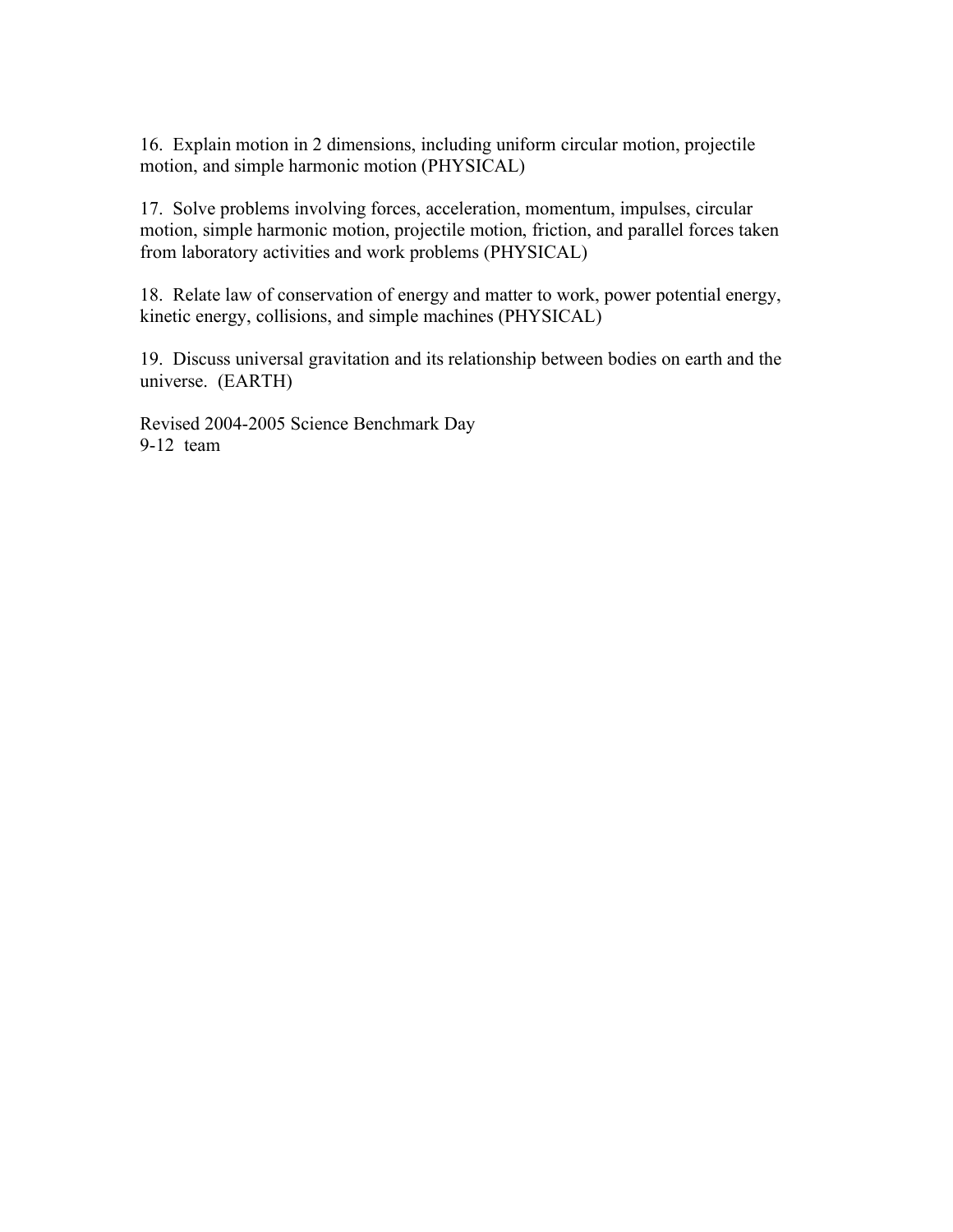16. Explain motion in 2 dimensions, including uniform circular motion, projectile motion, and simple harmonic motion (PHYSICAL)

17. Solve problems involving forces, acceleration, momentum, impulses, circular motion, simple harmonic motion, projectile motion, friction, and parallel forces taken from laboratory activities and work problems (PHYSICAL)

18. Relate law of conservation of energy and matter to work, power potential energy, kinetic energy, collisions, and simple machines (PHYSICAL)

19. Discuss universal gravitation and its relationship between bodies on earth and the universe. (EARTH)

Revised 2004-2005 Science Benchmark Day
9-12 team